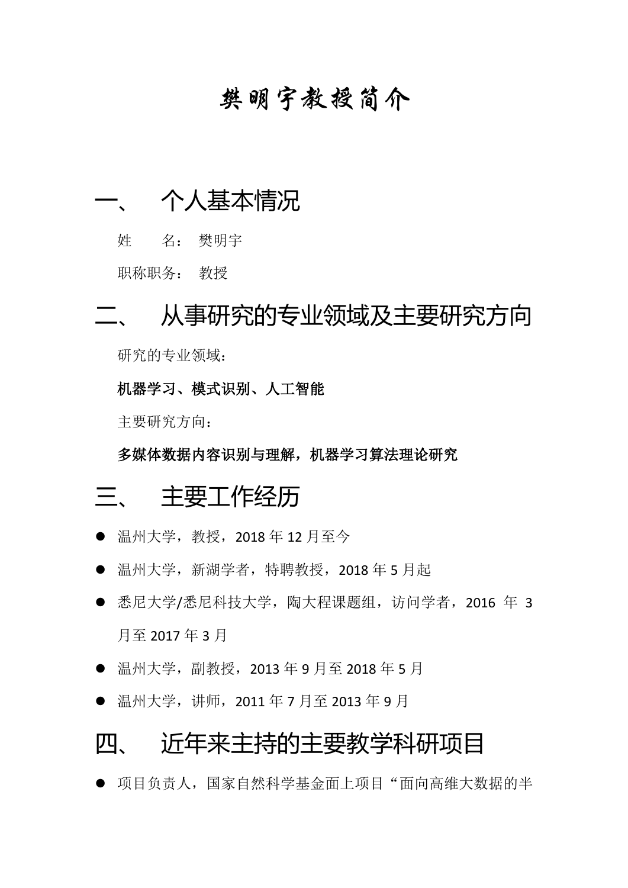# 樊明宇教授简介

## 一、 个人基本情况

姓　　名： 樊明宇

职称职务： 教授

## 二、 从事研究的专业领域及主要研究方向

研究的专业领域：

**机器学习、模式识别、人工智能**

主要研究方向：

**多媒体数据内容识别与理解，机器学习算法理论研究**

## 三、 主要工作经历

- 温州大学，教授，2018 年 12 月至今
- 温州大学，新湖学者，特聘教授，2018 年 5 月起
- 悉尼大学/悉尼科技大学，陶大程课题组，访问学者，2016 年 3 月至 2017 年 3 月
- 温州大学，副教授，2013 年 9 月至 2018 年 5 月
- 温州大学，讲师，2011 年 7 月至 2013 年 9 月

## 四、 近年来主持的主要教学科研项目

- 项目负责人，国家自然科学基金面上项目“面向高维大数据的半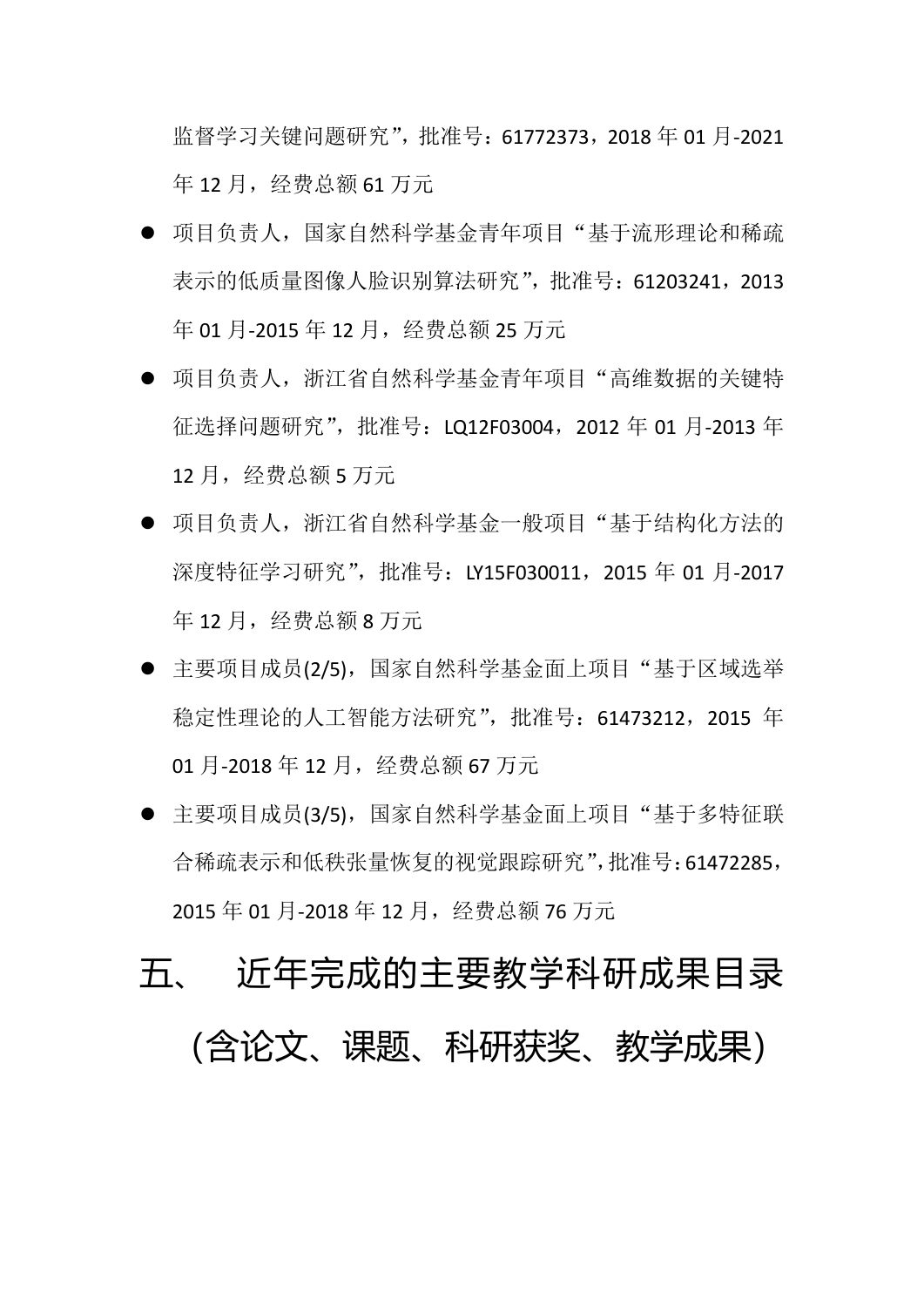监督学习关键问题研究”，批准号：61772373，2018 年 01 月-2021 年 12 月，经费总额 61 万元

- 项目负责人，国家自然科学基金青年项目“基于流形理论和稀疏表示的低质量图像人脸识别算法研究”，批准号：61203241，2013 年 01 月-2015 年 12 月，经费总额 25 万元
- 项目负责人，浙江省自然科学基金青年项目“高维数据的关键特征选择问题研究”，批准号：LQ12F03004，2012 年 01 月-2013 年 12 月，经费总额 5 万元
- 项目负责人，浙江省自然科学基金一般项目“基于结构化方法的深度特征学习研究”，批准号：LY15F030011，2015 年 01 月-2017 年 12 月，经费总额 8 万元
- 主要项目成员(2/5)，国家自然科学基金面上项目“基于区域选举稳定性理论的人工智能方法研究”，批准号：61473212，2015 年 01 月-2018 年 12 月，经费总额 67 万元
- 主要项目成员(3/5)，国家自然科学基金面上项目“基于多特征联合稀疏表示和低秩张量恢复的视觉跟踪研究”，批准号：61472285，2015 年 01 月-2018 年 12 月，经费总额 76 万元

# 五、 近年完成的主要教学科研成果目录（含论文、课题、科研获奖、教学成果）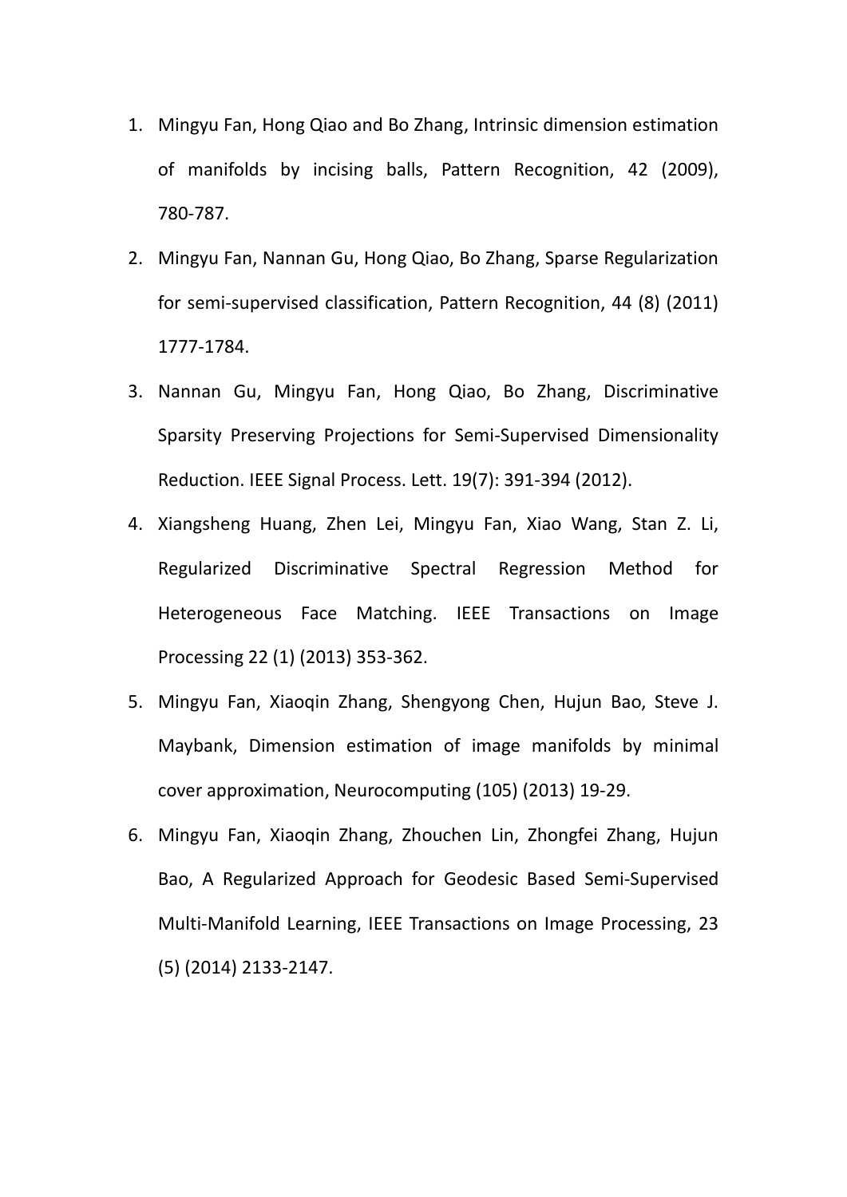1. Mingyu Fan, Hong Qiao and Bo Zhang, Intrinsic dimension estimation of manifolds by incising balls, Pattern Recognition, 42 (2009), 780-787.
2. Mingyu Fan, Nannan Gu, Hong Qiao, Bo Zhang, Sparse Regularization for semi-supervised classification, Pattern Recognition, 44 (8) (2011) 1777-1784.
3. Nannan Gu, Mingyu Fan, Hong Qiao, Bo Zhang, Discriminative Sparsity Preserving Projections for Semi-Supervised Dimensionality Reduction. IEEE Signal Process. Lett. 19(7): 391-394 (2012).
4. Xiangsheng Huang, Zhen Lei, Mingyu Fan, Xiao Wang, Stan Z. Li, Regularized Discriminative Spectral Regression Method for Heterogeneous Face Matching. IEEE Transactions on Image Processing 22 (1) (2013) 353-362.
5. Mingyu Fan, Xiaoqin Zhang, Shengyong Chen, Hujun Bao, Steve J. Maybank, Dimension estimation of image manifolds by minimal cover approximation, Neurocomputing (105) (2013) 19-29.
6. Mingyu Fan, Xiaoqin Zhang, Zhouchen Lin, Zhongfei Zhang, Hujun Bao, A Regularized Approach for Geodesic Based Semi-Supervised Multi-Manifold Learning, IEEE Transactions on Image Processing, 23 (5) (2014) 2133-2147.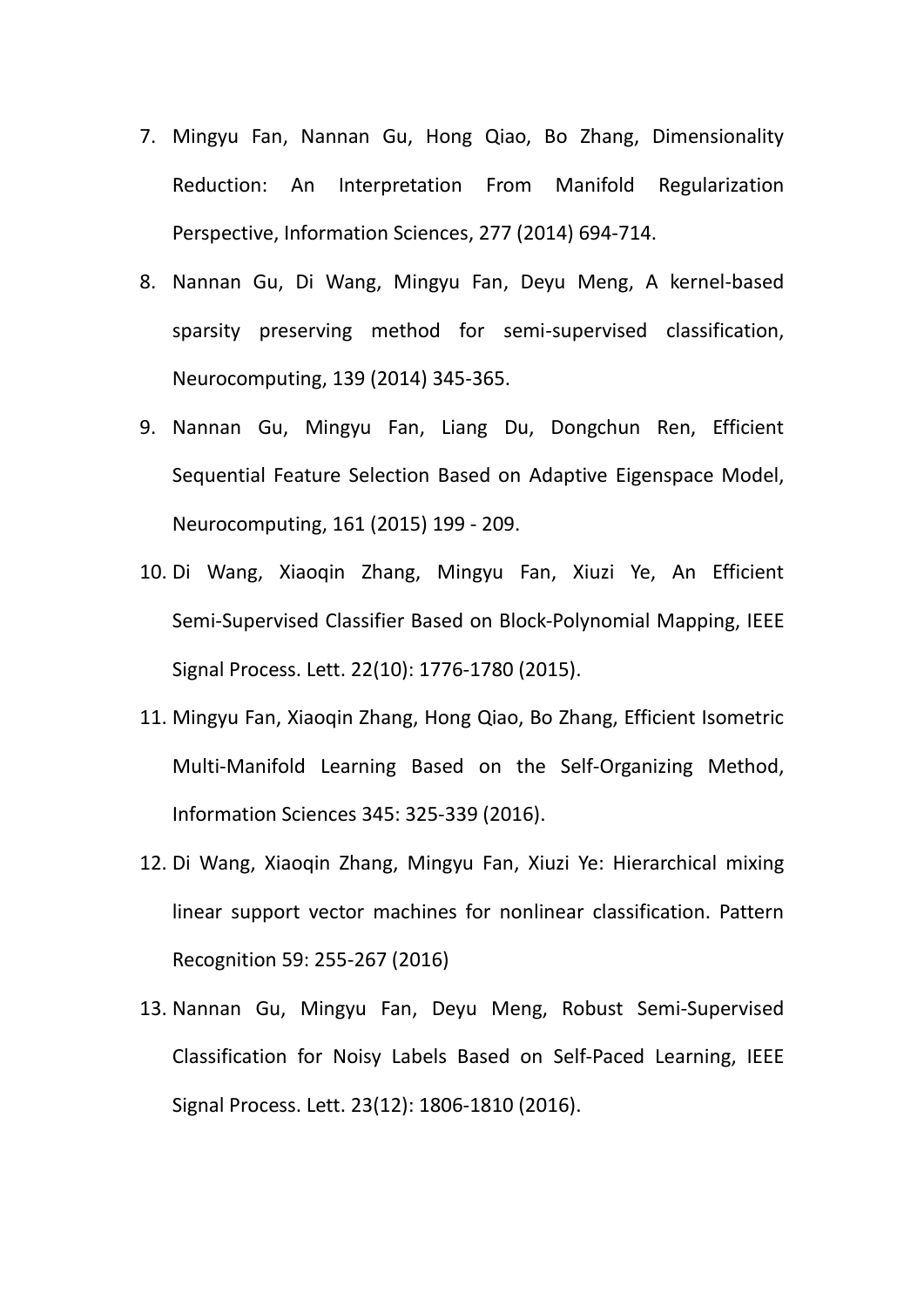7. Mingyu Fan, Nannan Gu, Hong Qiao, Bo Zhang, Dimensionality Reduction: An Interpretation From Manifold Regularization Perspective, Information Sciences, 277 (2014) 694-714.

8. Nannan Gu, Di Wang, Mingyu Fan, Deyu Meng, A kernel-based sparsity preserving method for semi-supervised classification, Neurocomputing, 139 (2014) 345-365.

9. Nannan Gu, Mingyu Fan, Liang Du, Dongchun Ren, Efficient Sequential Feature Selection Based on Adaptive Eigenspace Model, Neurocomputing, 161 (2015) 199 - 209.

10. Di Wang, Xiaoqin Zhang, Mingyu Fan, Xiuzi Ye, An Efficient Semi-Supervised Classifier Based on Block-Polynomial Mapping, IEEE Signal Process. Lett. 22(10): 1776-1780 (2015).

11. Mingyu Fan, Xiaoqin Zhang, Hong Qiao, Bo Zhang, Efficient Isometric Multi-Manifold Learning Based on the Self-Organizing Method, Information Sciences 345: 325-339 (2016).

12. Di Wang, Xiaoqin Zhang, Mingyu Fan, Xiuzi Ye: Hierarchical mixing linear support vector machines for nonlinear classification. Pattern Recognition 59: 255-267 (2016)

13. Nannan Gu, Mingyu Fan, Deyu Meng, Robust Semi-Supervised Classification for Noisy Labels Based on Self-Paced Learning, IEEE Signal Process. Lett. 23(12): 1806-1810 (2016).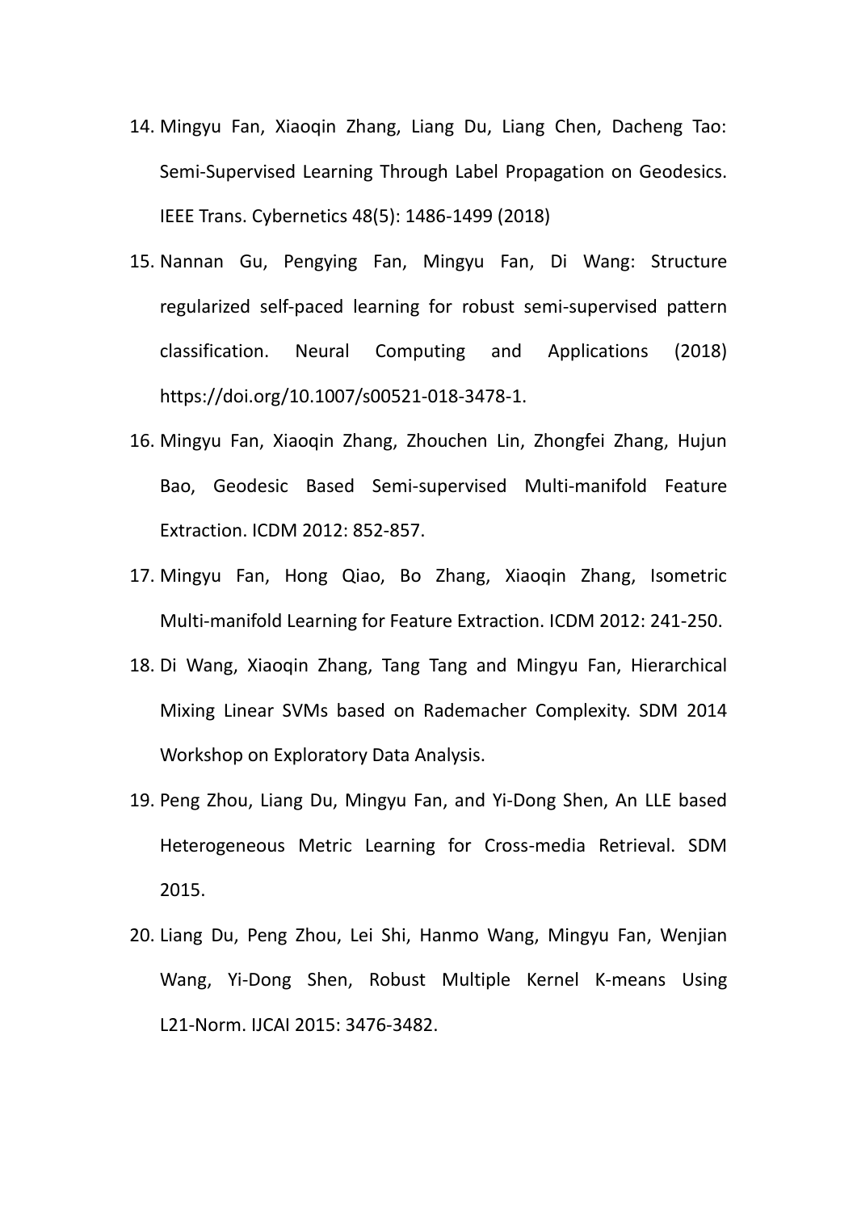14. Mingyu Fan, Xiaoqin Zhang, Liang Du, Liang Chen, Dacheng Tao: Semi-Supervised Learning Through Label Propagation on Geodesics. IEEE Trans. Cybernetics 48(5): 1486-1499 (2018)
15. Nannan Gu, Pengying Fan, Mingyu Fan, Di Wang: Structure regularized self-paced learning for robust semi-supervised pattern classification. Neural Computing and Applications (2018) https://doi.org/10.1007/s00521-018-3478-1.
16. Mingyu Fan, Xiaoqin Zhang, Zhouchen Lin, Zhongfei Zhang, Hujun Bao, Geodesic Based Semi-supervised Multi-manifold Feature Extraction. ICDM 2012: 852-857.
17. Mingyu Fan, Hong Qiao, Bo Zhang, Xiaoqin Zhang, Isometric Multi-manifold Learning for Feature Extraction. ICDM 2012: 241-250.
18. Di Wang, Xiaoqin Zhang, Tang Tang and Mingyu Fan, Hierarchical Mixing Linear SVMs based on Rademacher Complexity. SDM 2014 Workshop on Exploratory Data Analysis.
19. Peng Zhou, Liang Du, Mingyu Fan, and Yi-Dong Shen, An LLE based Heterogeneous Metric Learning for Cross-media Retrieval. SDM 2015.
20. Liang Du, Peng Zhou, Lei Shi, Hanmo Wang, Mingyu Fan, Wenjian Wang, Yi-Dong Shen, Robust Multiple Kernel K-means Using L21-Norm. IJCAI 2015: 3476-3482.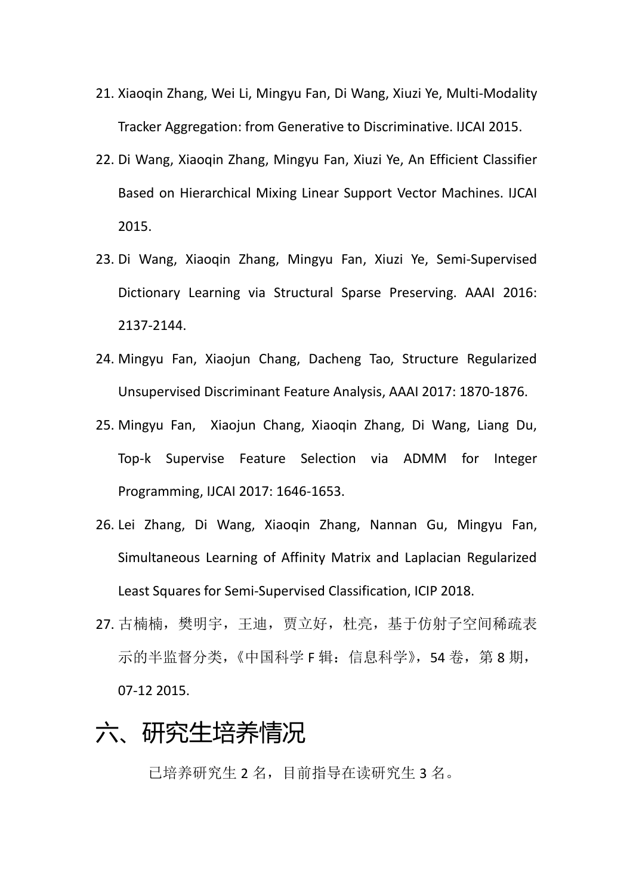21. Xiaoqin Zhang, Wei Li, Mingyu Fan, Di Wang, Xiuzi Ye, Multi-Modality Tracker Aggregation: from Generative to Discriminative. IJCAI 2015.
22. Di Wang, Xiaoqin Zhang, Mingyu Fan, Xiuzi Ye, An Efficient Classifier Based on Hierarchical Mixing Linear Support Vector Machines. IJCAI 2015.
23. Di Wang, Xiaoqin Zhang, Mingyu Fan, Xiuzi Ye, Semi-Supervised Dictionary Learning via Structural Sparse Preserving. AAAI 2016: 2137-2144.
24. Mingyu Fan, Xiaojun Chang, Dacheng Tao, Structure Regularized Unsupervised Discriminant Feature Analysis, AAAI 2017: 1870-1876.
25. Mingyu Fan, Xiaojun Chang, Xiaoqin Zhang, Di Wang, Liang Du, Top-k Supervise Feature Selection via ADMM for Integer Programming, IJCAI 2017: 1646-1653.
26. Lei Zhang, Di Wang, Xiaoqin Zhang, Nannan Gu, Mingyu Fan, Simultaneous Learning of Affinity Matrix and Laplacian Regularized Least Squares for Semi-Supervised Classification, ICIP 2018.
27. 古楠楠，樊明宇，王迪，贾立好，杜亮，基于仿射子空间稀疏表示的半监督分类，《中国科学 F 辑：信息科学》，54 卷，第 8 期，07-12 2015.

# 六、研究生培养情况

已培养研究生 2 名，目前指导在读研究生 3 名。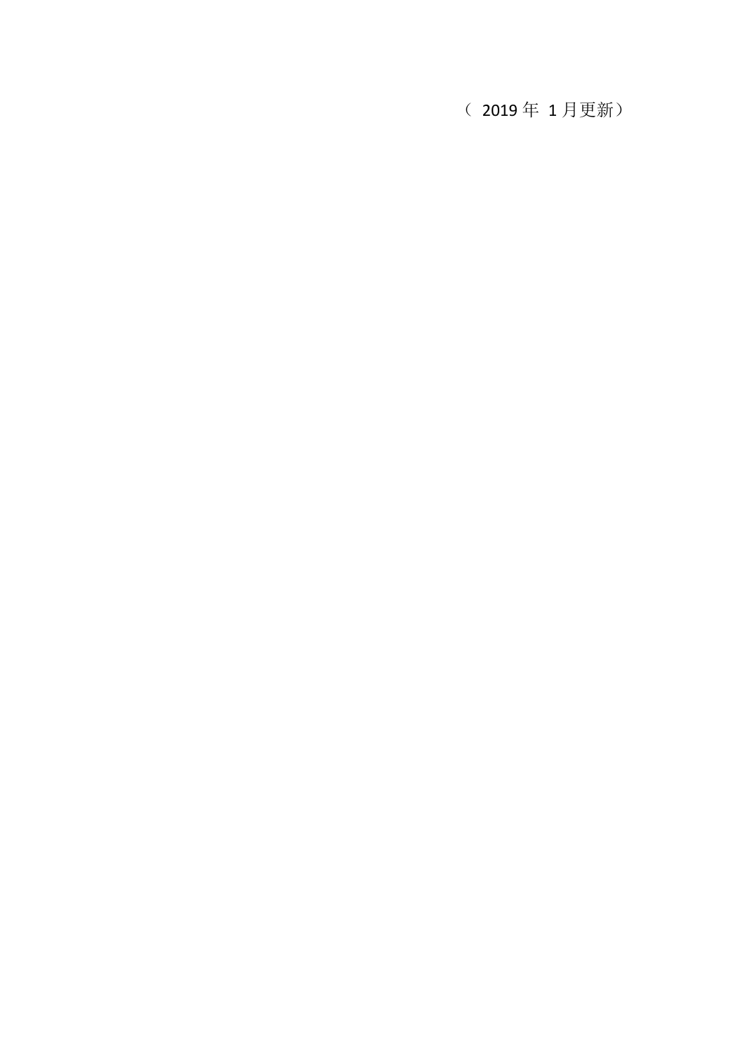（ 2019 年 1 月更新）